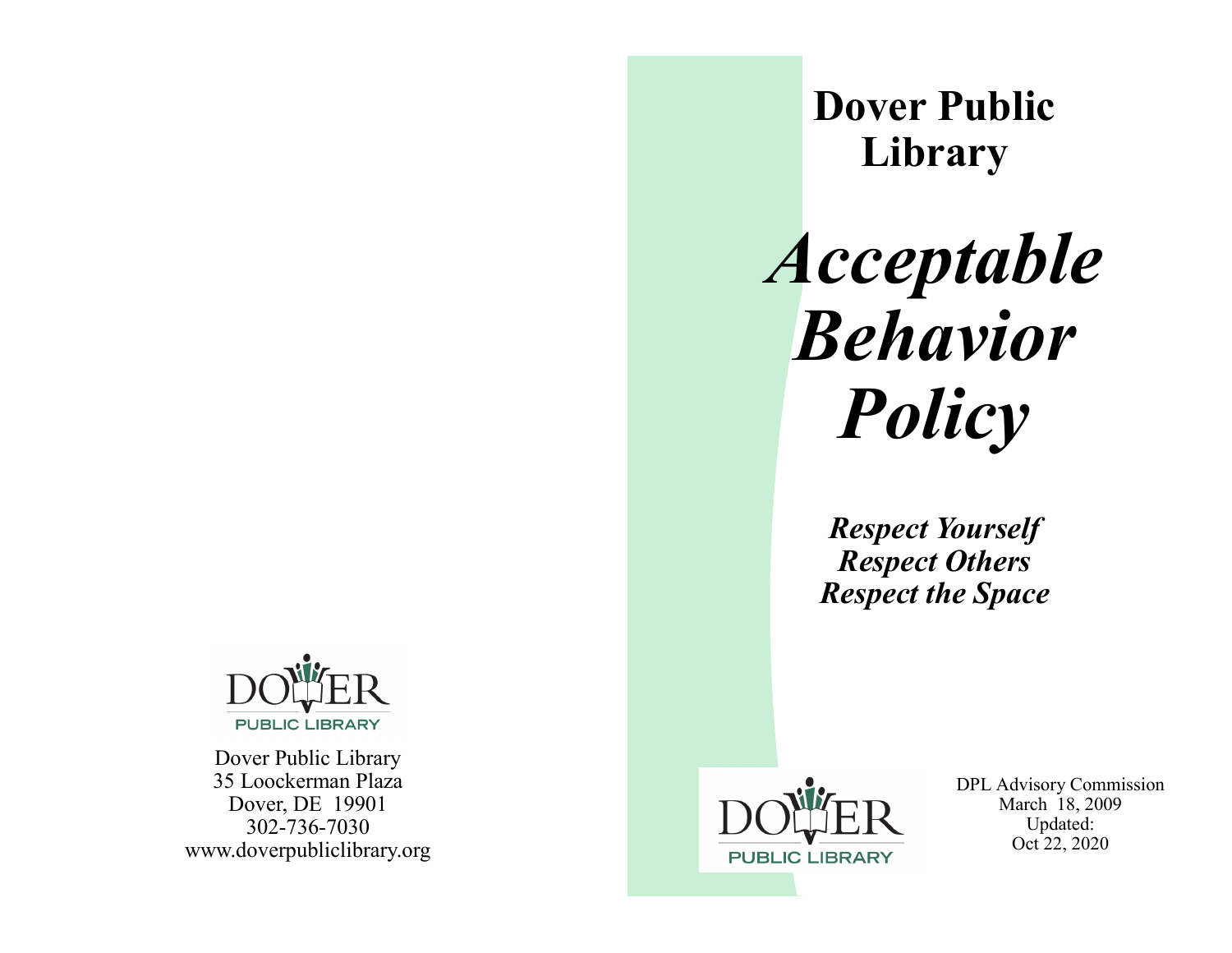Dover Public Library
35 Loockerman Plaza
Dover, DE 19901
302-736-7030
www.doverpubliclibrary.org

# Dover Public Library

# *Acceptable Behavior Policy*

***Respect Yourself***
***Respect Others***
***Respect the Space***

DPL Advisory Commission
March 18, 2009
Updated:
Oct 22, 2020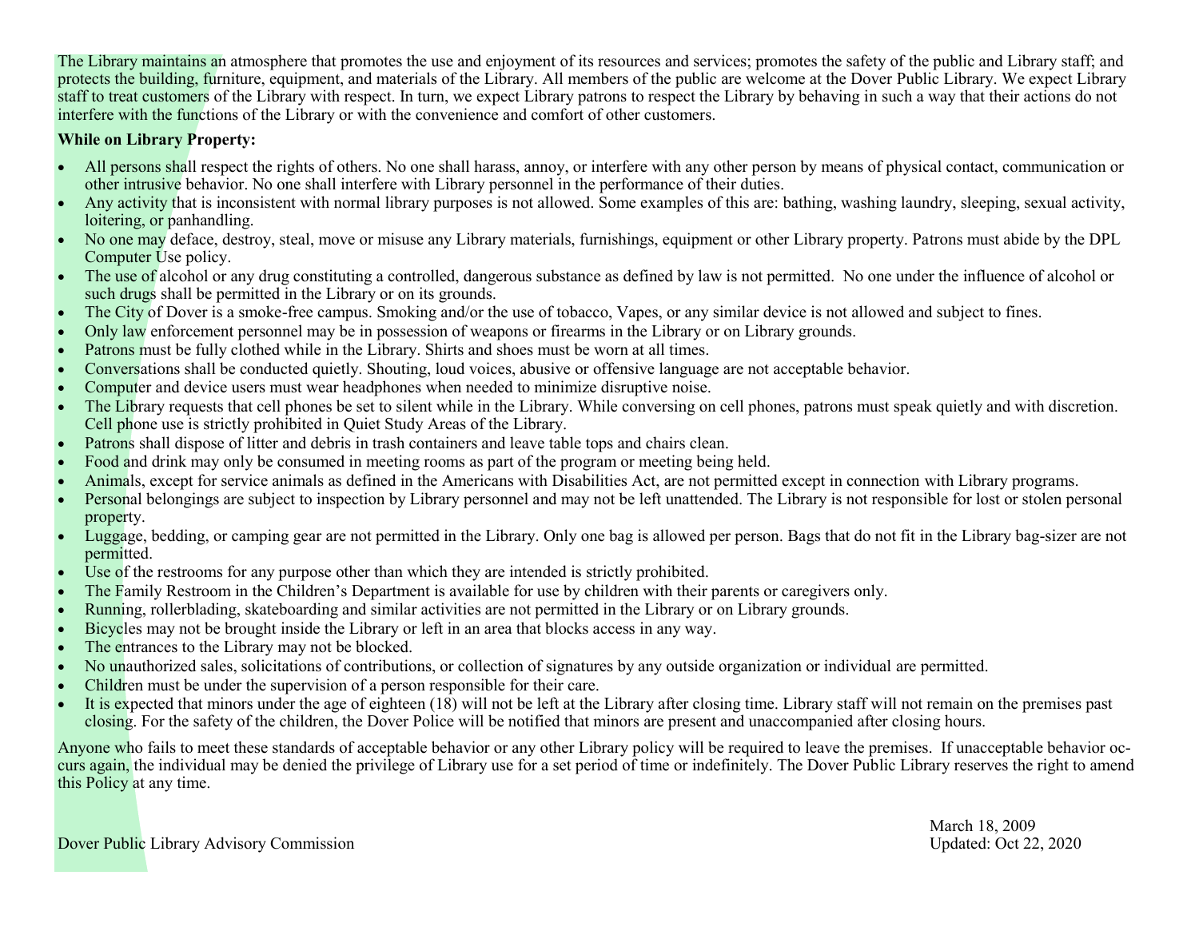The Library maintains an atmosphere that promotes the use and enjoyment of its resources and services; promotes the safety of the public and Library staff; and protects the building, furniture, equipment, and materials of the Library. All members of the public are welcome at the Dover Public Library. We expect Library staff to treat customers of the Library with respect. In turn, we expect Library patrons to respect the Library by behaving in such a way that their actions do not interfere with the functions of the Library or with the convenience and comfort of other customers.

**While on Library Property:**

- All persons shall respect the rights of others. No one shall harass, annoy, or interfere with any other person by means of physical contact, communication or other intrusive behavior. No one shall interfere with Library personnel in the performance of their duties.
- Any activity that is inconsistent with normal library purposes is not allowed. Some examples of this are: bathing, washing laundry, sleeping, sexual activity, loitering, or panhandling.
- No one may deface, destroy, steal, move or misuse any Library materials, furnishings, equipment or other Library property. Patrons must abide by the DPL Computer Use policy.
- The use of alcohol or any drug constituting a controlled, dangerous substance as defined by law is not permitted. No one under the influence of alcohol or such drugs shall be permitted in the Library or on its grounds.
- The City of Dover is a smoke-free campus. Smoking and/or the use of tobacco, Vapes, or any similar device is not allowed and subject to fines.
- Only law enforcement personnel may be in possession of weapons or firearms in the Library or on Library grounds.
- Patrons must be fully clothed while in the Library. Shirts and shoes must be worn at all times.
- Conversations shall be conducted quietly. Shouting, loud voices, abusive or offensive language are not acceptable behavior.
- Computer and device users must wear headphones when needed to minimize disruptive noise.
- The Library requests that cell phones be set to silent while in the Library. While conversing on cell phones, patrons must speak quietly and with discretion. Cell phone use is strictly prohibited in Quiet Study Areas of the Library.
- Patrons shall dispose of litter and debris in trash containers and leave table tops and chairs clean.
- Food and drink may only be consumed in meeting rooms as part of the program or meeting being held.
- Animals, except for service animals as defined in the Americans with Disabilities Act, are not permitted except in connection with Library programs.
- Personal belongings are subject to inspection by Library personnel and may not be left unattended. The Library is not responsible for lost or stolen personal property.
- Luggage, bedding, or camping gear are not permitted in the Library. Only one bag is allowed per person. Bags that do not fit in the Library bag-sizer are not permitted.
- Use of the restrooms for any purpose other than which they are intended is strictly prohibited.
- The Family Restroom in the Children's Department is available for use by children with their parents or caregivers only.
- Running, rollerblading, skateboarding and similar activities are not permitted in the Library or on Library grounds.
- Bicycles may not be brought inside the Library or left in an area that blocks access in any way.
- The entrances to the Library may not be blocked.
- No unauthorized sales, solicitations of contributions, or collection of signatures by any outside organization or individual are permitted.
- Children must be under the supervision of a person responsible for their care.
- It is expected that minors under the age of eighteen (18) will not be left at the Library after closing time. Library staff will not remain on the premises past closing. For the safety of the children, the Dover Police will be notified that minors are present and unaccompanied after closing hours.

Anyone who fails to meet these standards of acceptable behavior or any other Library policy will be required to leave the premises. If unacceptable behavior occurs again, the individual may be denied the privilege of Library use for a set period of time or indefinitely. The Dover Public Library reserves the right to amend this Policy at any time.

Dover Public Library Advisory Commission

March 18, 2009
Updated: Oct 22, 2020